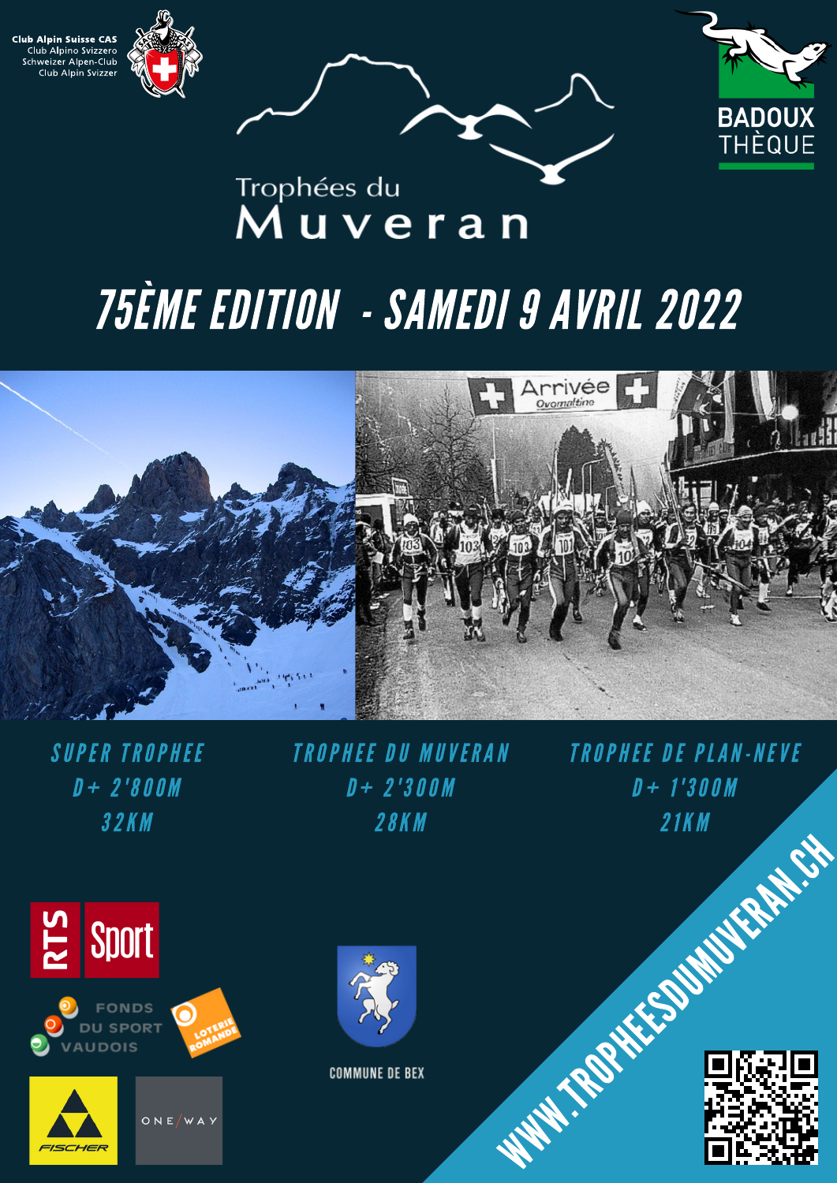Club Alpin Suisse CAS
Club Alpino Svizzero
Schweizer Alpen-Club
Club Alpin Svizzer

BADOUX THÈQUE

# Trophées du Muveran

## 75ÈME EDITION - SAMEDI 9 AVRIL 2022

| SUPER TROPHEE | TROPHEE DU MUVERAN | TROPHEE DE PLAN-NEVE |
| --- | --- | --- |
| D+ 2'800M | D+ 2'300M | D+ 1'300M |
| 32KM | 28KM | 21KM |

RTS Sport

FONDS DU SPORT VAUDOIS

LOTERIE ROMANDE

COMMUNE DE BEX

FISCHER

ONE/WAY

WWW.TROPHEESDUMUVERAN.CH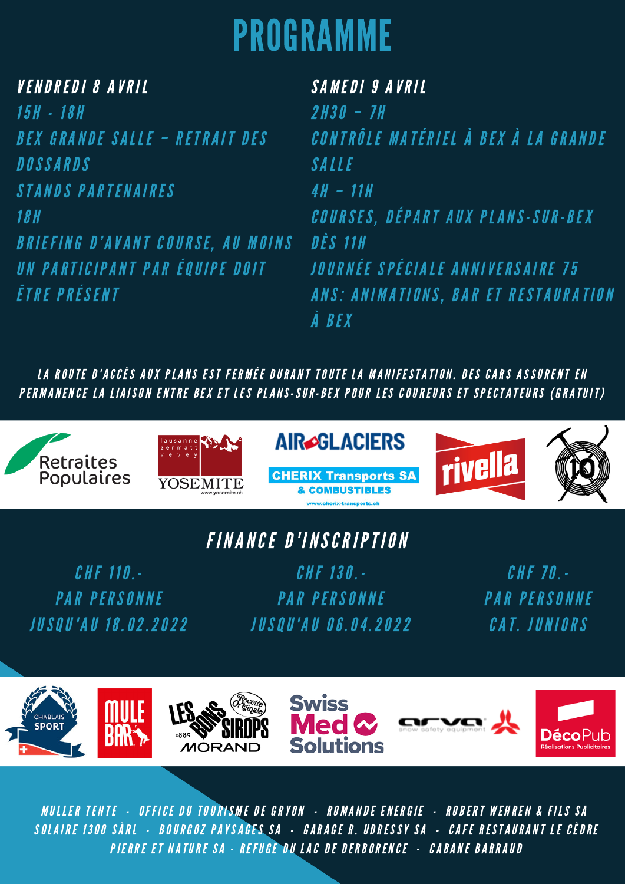# PROGRAMME

## VENDREDI 8 AVRIL

15H - 18H

BEX GRANDE SALLE – RETRAIT DES DOSSARDS

STANDS PARTENAIRES

18H

BRIEFING D'AVANT COURSE, AU MOINS UN PARTICIPANT PAR ÉQUIPE DOIT ÊTRE PRÉSENT

## SAMEDI 9 AVRIL

2H30 – 7H

CONTRÔLE MATÉRIEL À BEX À LA GRANDE SALLE

4H – 11H

COURSES, DÉPART AUX PLANS-SUR-BEX

DÈS 11H

JOURNÉE SPÉCIALE ANNIVERSAIRE 75 ANS: ANIMATIONS, BAR ET RESTAURATION À BEX

LA ROUTE D'ACCÈS AUX PLANS EST FERMÉE DURANT TOUTE LA MANIFESTATION. DES CARS ASSURENT EN PERMANENCE LA LIAISON ENTRE BEX ET LES PLANS-SUR-BEX POUR LES COUREURS ET SPECTATEURS (GRATUIT)

Retraites Populaires

lausanne zermatt vevey YOSEMITE www.yosemite.ch

AIR GLACIERS

CHERIX Transports SA & COMBUSTIBLES www.cherix-transports.ch

rivella

## FINANCE D'INSCRIPTION

| | | |
|---|---|---|
| CHF 110.- PAR PERSONNE JUSQU'AU 18.02.2022 | CHF 130.- PAR PERSONNE JUSQU'AU 06.04.2022 | CHF 70.- PAR PERSONNE CAT. JUNIORS |

CHABLAIS SPORT

MULE BAR

LES BONS SIROPS 1889 Recette Originale MORAND

Swiss Med Solutions

arva snow safety equipment

DécoPub Réalisations Publicitaires

MULLER TENTE - OFFICE DU TOURISME DE GRYON - ROMANDE ENERGIE - ROBERT WEHREN & FILS SA
SOLAIRE 1300 SÀRL - BOURGOZ PAYSAGES SA - GARAGE R. UDRESSY SA - CAFE RESTAURANT LE CÈDRE
PIERRE ET NATURE SA - REFUGE DU LAC DE DERBORENCE - CABANE BARRAUD